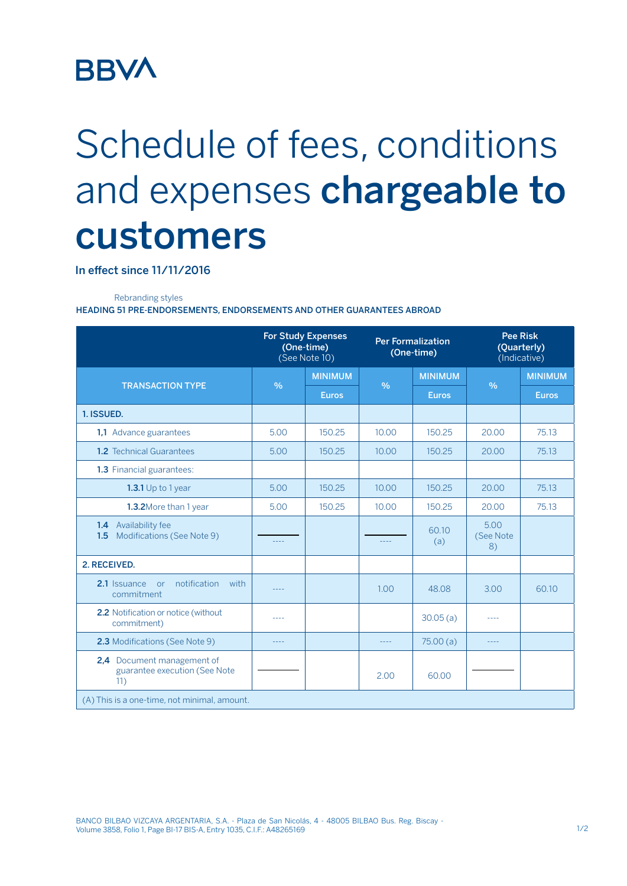BBVA

# Schedule of fees, conditions and expenses **chargeable to customers**

**In effect since 11/11/2016**

Rebranding styles

**HEADING 51 PRE-ENDORSEMENTS, ENDORSEMENTS AND OTHER GUARANTEES ABROAD**

| | For Study Expenses (One-time) (See Note 10) | | Per Formalization (One-time) | | Pee Risk (Quarterly) (Indicative) | |
|---|---|---|---|---|---|---|
| TRANSACTION TYPE | % | MINIMUM Euros | % | MINIMUM Euros | % | MINIMUM Euros |
| **1. ISSUED.** | | | | | | |
| **1,1** Advance guarantees | 5.00 | 150.25 | 10.00 | 150.25 | 20.00 | 75.13 |
| **1.2** Technical Guarantees | 5.00 | 150.25 | 10.00 | 150.25 | 20.00 | 75.13 |
| **1.3** Financial guarantees: | | | | | | |
| **1.3.1** Up to 1 year | 5.00 | 150.25 | 10.00 | 150.25 | 20.00 | 75.13 |
| **1.3.2** More than 1 year | 5.00 | 150.25 | 10.00 | 150.25 | 20.00 | 75.13 |
| **1.4** Availability fee **1.5** Modifications (See Note 9) | ---- | | ---- | 60.10 (a) | 5.00 (See Note 8) | |
| **2. RECEIVED.** | | | | | | |
| **2.1** Issuance or notification with commitment | ---- | | 1.00 | 48.08 | 3.00 | 60.10 |
| **2.2** Notification or notice (without commitment) | ---- | | | 30.05 (a) | ---- | |
| **2.3** Modifications (See Note 9) | ---- | | ---- | 75.00 (a) | ---- | |
| **2,4** Document management of guarantee execution (See Note 11) | | | 2.00 | 60.00 | | |
| (A) This is a one-time, not minimal, amount. | | | | | | |

BANCO BILBAO VIZCAYA ARGENTARIA, S.A. - Plaza de San Nicolás, 4 - 48005 BILBAO Bus. Reg. Biscay - Volume 3858, Folio 1, Page BI-17 BIS-A, Entry 1035, C.I.F.: A48265169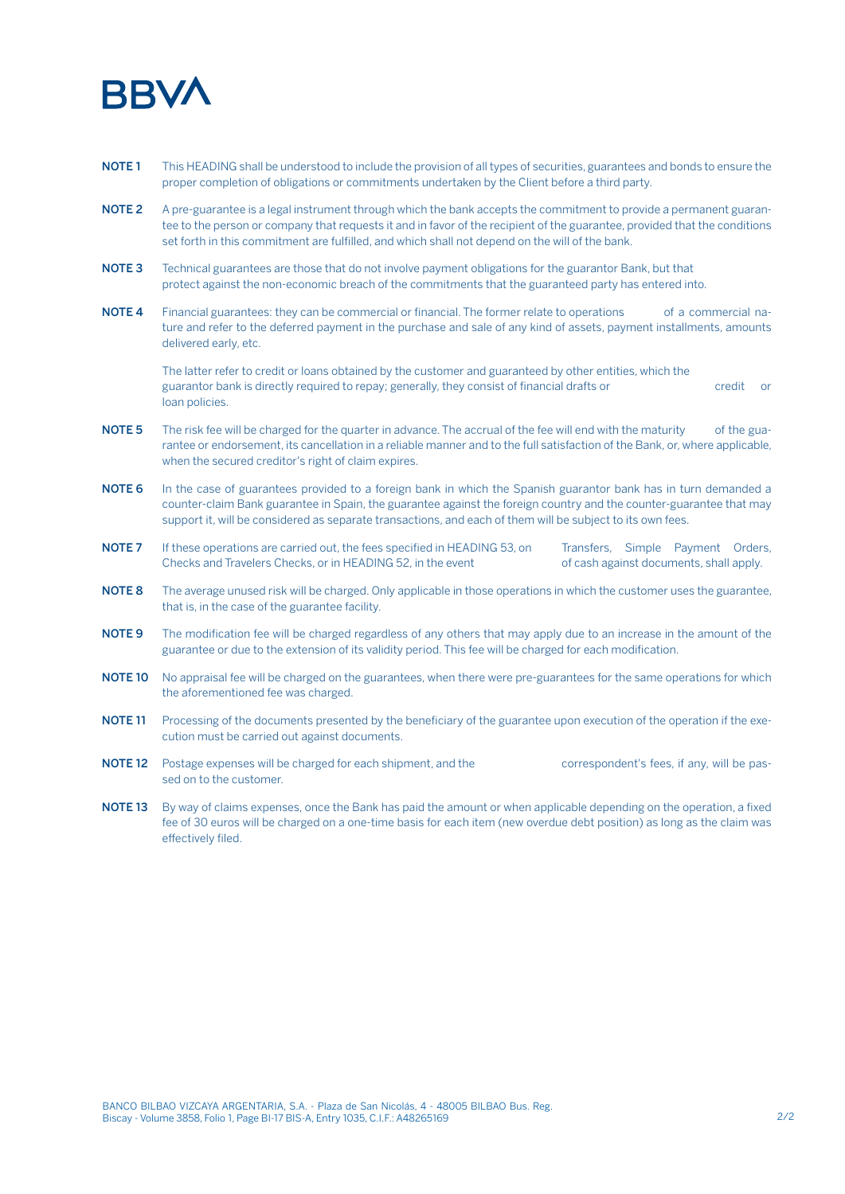**NOTE 1** This HEADING shall be understood to include the provision of all types of securities, guarantees and bonds to ensure the proper completion of obligations or commitments undertaken by the Client before a third party.

**NOTE 2** A pre-guarantee is a legal instrument through which the bank accepts the commitment to provide a permanent guarantee to the person or company that requests it and in favor of the recipient of the guarantee, provided that the conditions set forth in this commitment are fulfilled, and which shall not depend on the will of the bank.

**NOTE 3** Technical guarantees are those that do not involve payment obligations for the guarantor Bank, but that protect against the non-economic breach of the commitments that the guaranteed party has entered into.

**NOTE 4** Financial guarantees: they can be commercial or financial. The former relate to operations of a commercial nature and refer to the deferred payment in the purchase and sale of any kind of assets, payment installments, amounts delivered early, etc.

The latter refer to credit or loans obtained by the customer and guaranteed by other entities, which the guarantor bank is directly required to repay; generally, they consist of financial drafts or credit or loan policies.

**NOTE 5** The risk fee will be charged for the quarter in advance. The accrual of the fee will end with the maturity of the guarantee or endorsement, its cancellation in a reliable manner and to the full satisfaction of the Bank, or, where applicable, when the secured creditor's right of claim expires.

**NOTE 6** In the case of guarantees provided to a foreign bank in which the Spanish guarantor bank has in turn demanded a counter-claim Bank guarantee in Spain, the guarantee against the foreign country and the counter-guarantee that may support it, will be considered as separate transactions, and each of them will be subject to its own fees.

**NOTE 7** If these operations are carried out, the fees specified in HEADING 53, on Transfers, Simple Payment Orders, Checks and Travelers Checks, or in HEADING 52, in the event of cash against documents, shall apply.

**NOTE 8** The average unused risk will be charged. Only applicable in those operations in which the customer uses the guarantee, that is, in the case of the guarantee facility.

**NOTE 9** The modification fee will be charged regardless of any others that may apply due to an increase in the amount of the guarantee or due to the extension of its validity period. This fee will be charged for each modification.

**NOTE 10** No appraisal fee will be charged on the guarantees, when there were pre-guarantees for the same operations for which the aforementioned fee was charged.

**NOTE 11** Processing of the documents presented by the beneficiary of the guarantee upon execution of the operation if the execution must be carried out against documents.

**NOTE 12** Postage expenses will be charged for each shipment, and the correspondent's fees, if any, will be passed on to the customer.

**NOTE 13** By way of claims expenses, once the Bank has paid the amount or when applicable depending on the operation, a fixed fee of 30 euros will be charged on a one-time basis for each item (new overdue debt position) as long as the claim was effectively filed.

BANCO BILBAO VIZCAYA ARGENTARIA, S.A. - Plaza de San Nicolás, 4 - 48005 BILBAO Bus. Reg. Biscay - Volume 3858, Folio 1, Page BI-17 BIS-A, Entry 1035, C.I.F.: A48265169